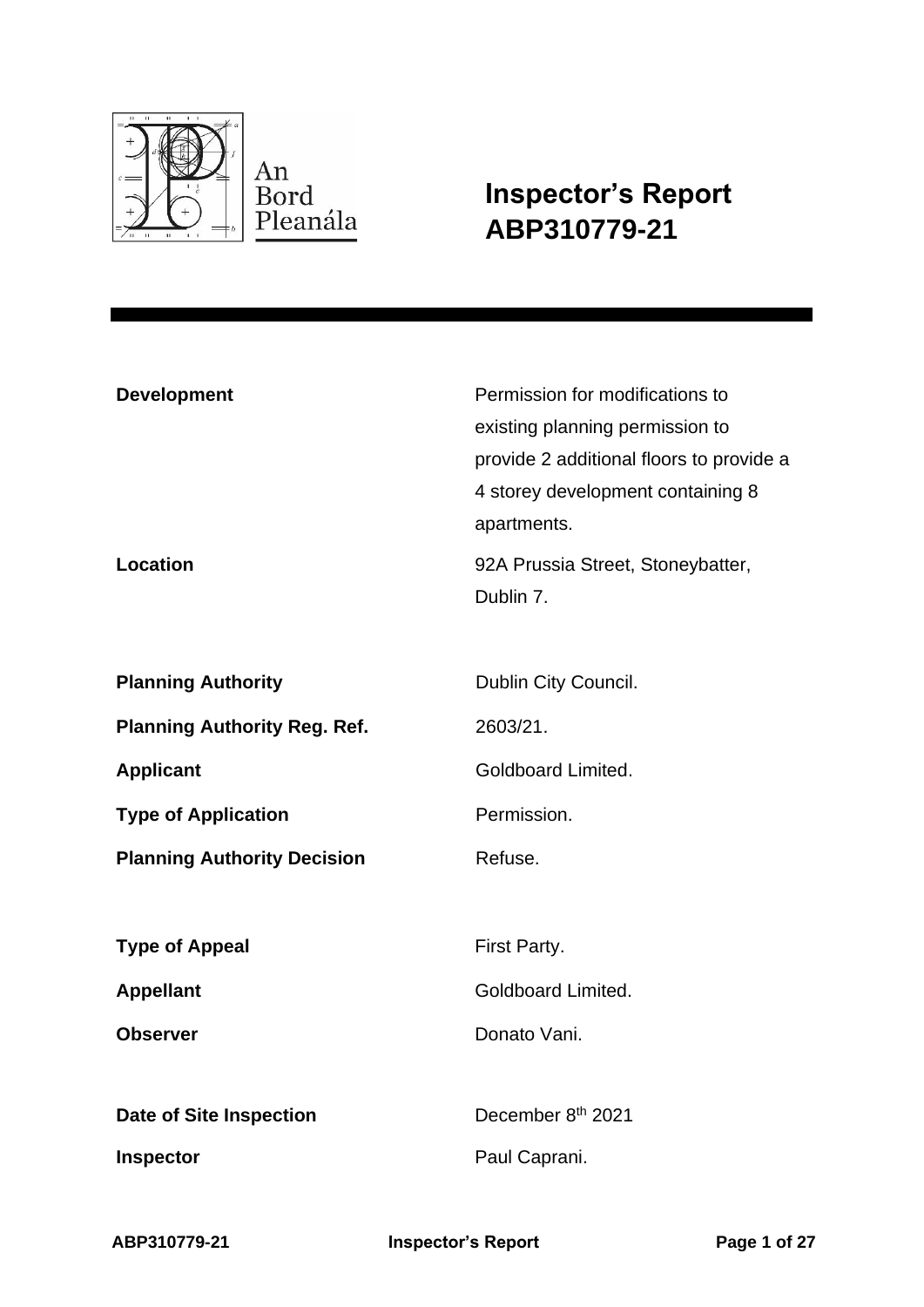An Bord Pleanála

# Inspector's Report ABP310779-21

| | |
|---|---|
| **Development** | Permission for modifications to existing planning permission to provide 2 additional floors to provide a 4 storey development containing 8 apartments. |
| **Location** | 92A Prussia Street, Stoneybatter, Dublin 7. |
| **Planning Authority** | Dublin City Council. |
| **Planning Authority Reg. Ref.** | 2603/21. |
| **Applicant** | Goldboard Limited. |
| **Type of Application** | Permission. |
| **Planning Authority Decision** | Refuse. |
| **Type of Appeal** | First Party. |
| **Appellant** | Goldboard Limited. |
| **Observer** | Donato Vani. |
| **Date of Site Inspection** | December 8th 2021 |
| **Inspector** | Paul Caprani. |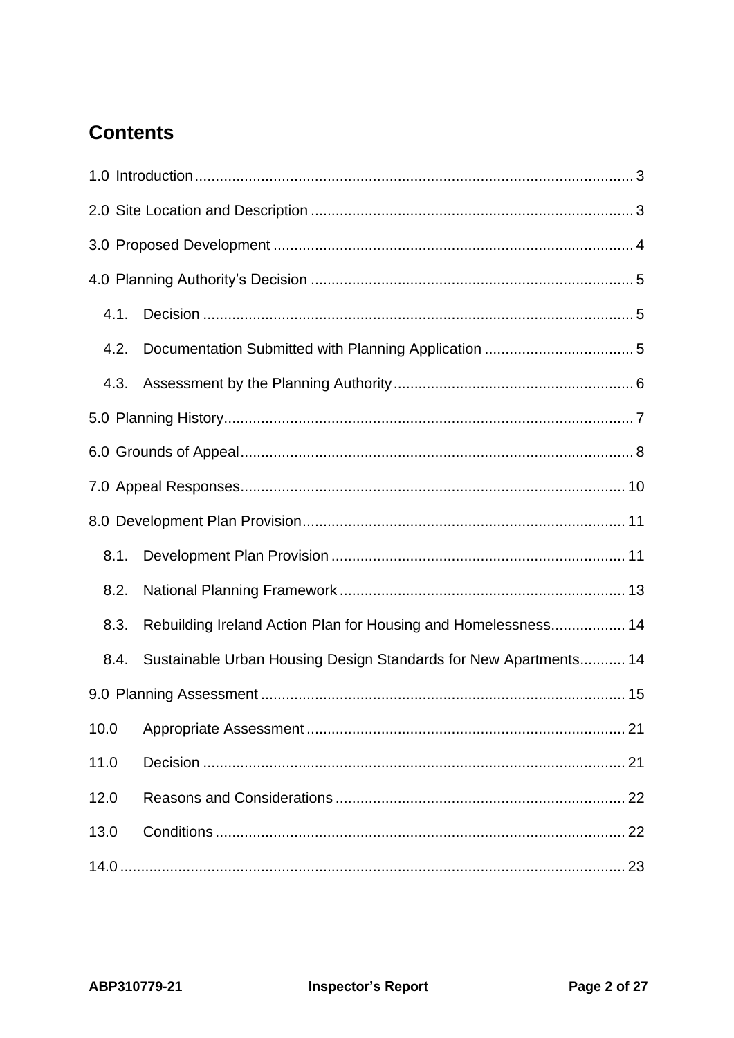# Contents

1.0 Introduction ........................................................................................................ 3

2.0 Site Location and Description ............................................................................ 3

3.0 Proposed Development ...................................................................................... 4

4.0 Planning Authority's Decision ............................................................................ 5

4.1. Decision ....................................................................................................... 5

4.2. Documentation Submitted with Planning Application .................................... 5

4.3. Assessment by the Planning Authority .......................................................... 6

5.0 Planning History .................................................................................................. 7

6.0 Grounds of Appeal .............................................................................................. 8

7.0 Appeal Responses ............................................................................................ 10

8.0 Development Plan Provision ............................................................................. 11

8.1. Development Plan Provision ....................................................................... 11

8.2. National Planning Framework ..................................................................... 13

8.3. Rebuilding Ireland Action Plan for Housing and Homelessness .................. 14

8.4. Sustainable Urban Housing Design Standards for New Apartments ........... 14

9.0 Planning Assessment ....................................................................................... 15

10.0 Appropriate Assessment ............................................................................ 21

11.0 Decision ..................................................................................................... 21

12.0 Reasons and Considerations ..................................................................... 22

13.0 Conditions .................................................................................................. 22

14.0 ......................................................................................................................... 23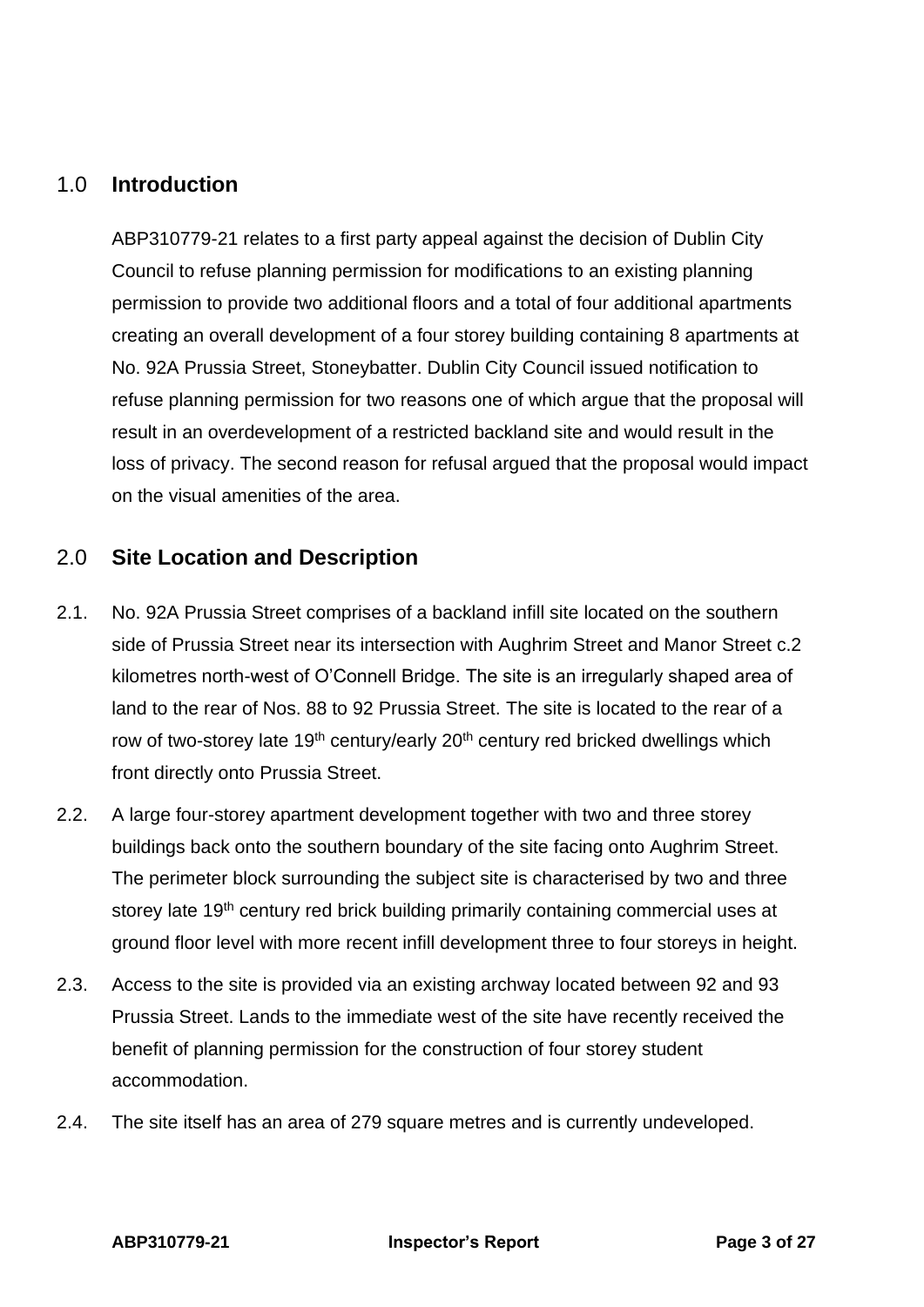## 1.0 Introduction

ABP310779-21 relates to a first party appeal against the decision of Dublin City Council to refuse planning permission for modifications to an existing planning permission to provide two additional floors and a total of four additional apartments creating an overall development of a four storey building containing 8 apartments at No. 92A Prussia Street, Stoneybatter. Dublin City Council issued notification to refuse planning permission for two reasons one of which argue that the proposal will result in an overdevelopment of a restricted backland site and would result in the loss of privacy. The second reason for refusal argued that the proposal would impact on the visual amenities of the area.

## 2.0 Site Location and Description

2.1. No. 92A Prussia Street comprises of a backland infill site located on the southern side of Prussia Street near its intersection with Aughrim Street and Manor Street c.2 kilometres north-west of O'Connell Bridge. The site is an irregularly shaped area of land to the rear of Nos. 88 to 92 Prussia Street. The site is located to the rear of a row of two-storey late 19th century/early 20th century red bricked dwellings which front directly onto Prussia Street.

2.2. A large four-storey apartment development together with two and three storey buildings back onto the southern boundary of the site facing onto Aughrim Street. The perimeter block surrounding the subject site is characterised by two and three storey late 19th century red brick building primarily containing commercial uses at ground floor level with more recent infill development three to four storeys in height.

2.3. Access to the site is provided via an existing archway located between 92 and 93 Prussia Street. Lands to the immediate west of the site have recently received the benefit of planning permission for the construction of four storey student accommodation.

2.4. The site itself has an area of 279 square metres and is currently undeveloped.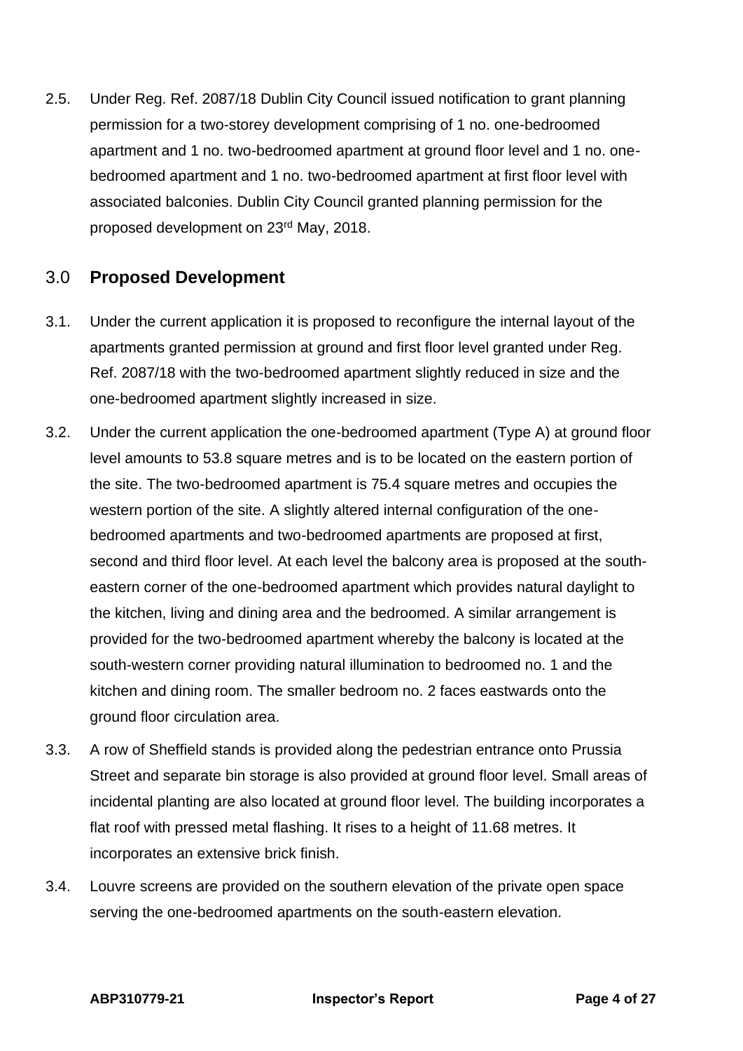2.5. Under Reg. Ref. 2087/18 Dublin City Council issued notification to grant planning permission for a two-storey development comprising of 1 no. one-bedroomed apartment and 1 no. two-bedroomed apartment at ground floor level and 1 no. one-bedroomed apartment and 1 no. two-bedroomed apartment at first floor level with associated balconies. Dublin City Council granted planning permission for the proposed development on 23rd May, 2018.

## 3.0 Proposed Development

3.1. Under the current application it is proposed to reconfigure the internal layout of the apartments granted permission at ground and first floor level granted under Reg. Ref. 2087/18 with the two-bedroomed apartment slightly reduced in size and the one-bedroomed apartment slightly increased in size.

3.2. Under the current application the one-bedroomed apartment (Type A) at ground floor level amounts to 53.8 square metres and is to be located on the eastern portion of the site. The two-bedroomed apartment is 75.4 square metres and occupies the western portion of the site. A slightly altered internal configuration of the one-bedroomed apartments and two-bedroomed apartments are proposed at first, second and third floor level. At each level the balcony area is proposed at the south-eastern corner of the one-bedroomed apartment which provides natural daylight to the kitchen, living and dining area and the bedroomed. A similar arrangement is provided for the two-bedroomed apartment whereby the balcony is located at the south-western corner providing natural illumination to bedroomed no. 1 and the kitchen and dining room. The smaller bedroom no. 2 faces eastwards onto the ground floor circulation area.

3.3. A row of Sheffield stands is provided along the pedestrian entrance onto Prussia Street and separate bin storage is also provided at ground floor level. Small areas of incidental planting are also located at ground floor level. The building incorporates a flat roof with pressed metal flashing. It rises to a height of 11.68 metres. It incorporates an extensive brick finish.

3.4. Louvre screens are provided on the southern elevation of the private open space serving the one-bedroomed apartments on the south-eastern elevation.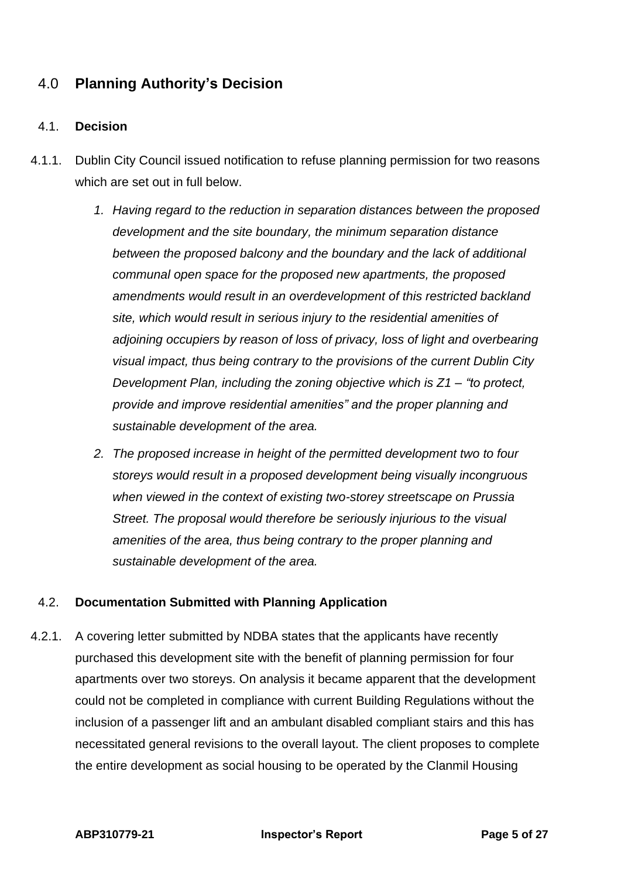## 4.0 **Planning Authority's Decision**

### 4.1. **Decision**

4.1.1. Dublin City Council issued notification to refuse planning permission for two reasons which are set out in full below.

1. *Having regard to the reduction in separation distances between the proposed development and the site boundary, the minimum separation distance between the proposed balcony and the boundary and the lack of additional communal open space for the proposed new apartments, the proposed amendments would result in an overdevelopment of this restricted backland site, which would result in serious injury to the residential amenities of adjoining occupiers by reason of loss of privacy, loss of light and overbearing visual impact, thus being contrary to the provisions of the current Dublin City Development Plan, including the zoning objective which is Z1 – "to protect, provide and improve residential amenities" and the proper planning and sustainable development of the area.*
2. *The proposed increase in height of the permitted development two to four storeys would result in a proposed development being visually incongruous when viewed in the context of existing two-storey streetscape on Prussia Street. The proposal would therefore be seriously injurious to the visual amenities of the area, thus being contrary to the proper planning and sustainable development of the area.*

### 4.2. **Documentation Submitted with Planning Application**

4.2.1. A covering letter submitted by NDBA states that the applicants have recently purchased this development site with the benefit of planning permission for four apartments over two storeys. On analysis it became apparent that the development could not be completed in compliance with current Building Regulations without the inclusion of a passenger lift and an ambulant disabled compliant stairs and this has necessitated general revisions to the overall layout. The client proposes to complete the entire development as social housing to be operated by the Clanmil Housing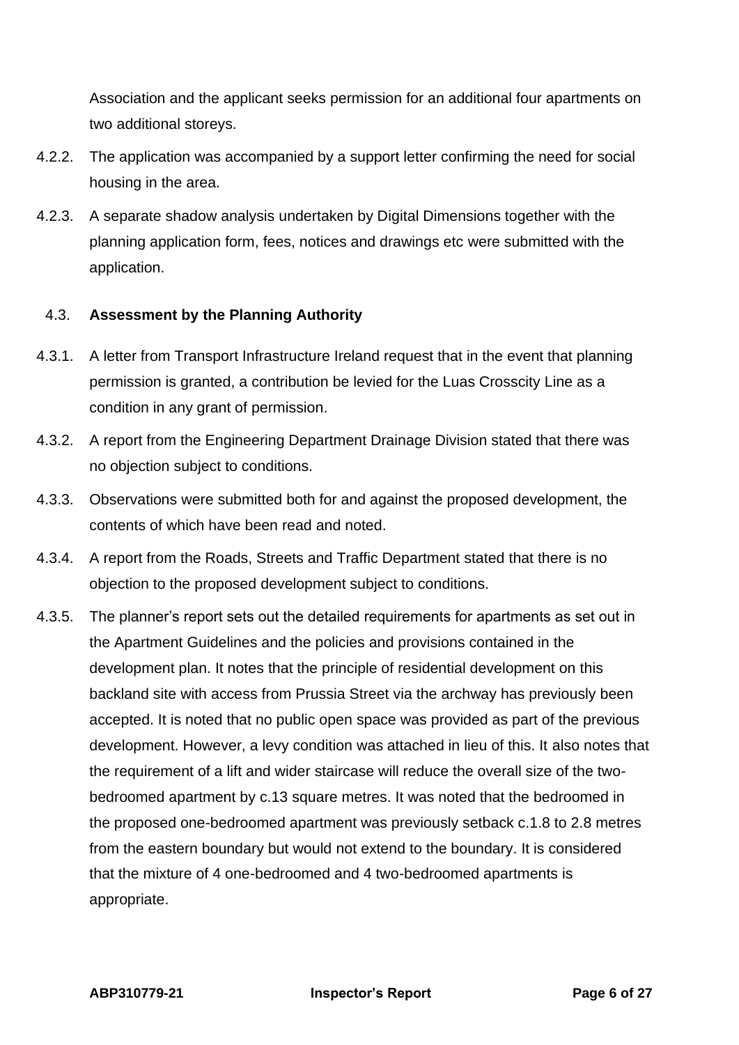Association and the applicant seeks permission for an additional four apartments on two additional storeys.

4.2.2. The application was accompanied by a support letter confirming the need for social housing in the area.

4.2.3. A separate shadow analysis undertaken by Digital Dimensions together with the planning application form, fees, notices and drawings etc were submitted with the application.

## 4.3. Assessment by the Planning Authority

4.3.1. A letter from Transport Infrastructure Ireland request that in the event that planning permission is granted, a contribution be levied for the Luas Crosscity Line as a condition in any grant of permission.

4.3.2. A report from the Engineering Department Drainage Division stated that there was no objection subject to conditions.

4.3.3. Observations were submitted both for and against the proposed development, the contents of which have been read and noted.

4.3.4. A report from the Roads, Streets and Traffic Department stated that there is no objection to the proposed development subject to conditions.

4.3.5. The planner's report sets out the detailed requirements for apartments as set out in the Apartment Guidelines and the policies and provisions contained in the development plan. It notes that the principle of residential development on this backland site with access from Prussia Street via the archway has previously been accepted. It is noted that no public open space was provided as part of the previous development. However, a levy condition was attached in lieu of this. It also notes that the requirement of a lift and wider staircase will reduce the overall size of the two-bedroomed apartment by c.13 square metres. It was noted that the bedroomed in the proposed one-bedroomed apartment was previously setback c.1.8 to 2.8 metres from the eastern boundary but would not extend to the boundary. It is considered that the mixture of 4 one-bedroomed and 4 two-bedroomed apartments is appropriate.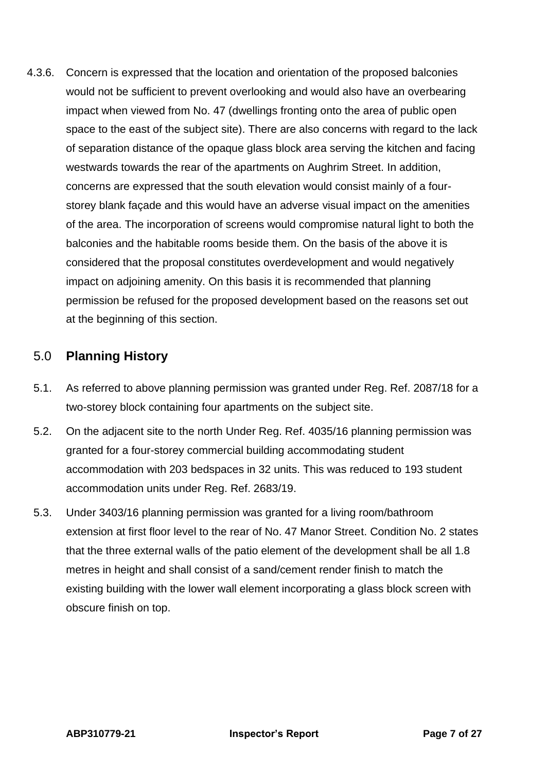4.3.6. Concern is expressed that the location and orientation of the proposed balconies would not be sufficient to prevent overlooking and would also have an overbearing impact when viewed from No. 47 (dwellings fronting onto the area of public open space to the east of the subject site). There are also concerns with regard to the lack of separation distance of the opaque glass block area serving the kitchen and facing westwards towards the rear of the apartments on Aughrim Street. In addition, concerns are expressed that the south elevation would consist mainly of a four-storey blank façade and this would have an adverse visual impact on the amenities of the area. The incorporation of screens would compromise natural light to both the balconies and the habitable rooms beside them. On the basis of the above it is considered that the proposal constitutes overdevelopment and would negatively impact on adjoining amenity. On this basis it is recommended that planning permission be refused for the proposed development based on the reasons set out at the beginning of this section.

## 5.0 **Planning History**

5.1. As referred to above planning permission was granted under Reg. Ref. 2087/18 for a two-storey block containing four apartments on the subject site.

5.2. On the adjacent site to the north Under Reg. Ref. 4035/16 planning permission was granted for a four-storey commercial building accommodating student accommodation with 203 bedspaces in 32 units. This was reduced to 193 student accommodation units under Reg. Ref. 2683/19.

5.3. Under 3403/16 planning permission was granted for a living room/bathroom extension at first floor level to the rear of No. 47 Manor Street. Condition No. 2 states that the three external walls of the patio element of the development shall be all 1.8 metres in height and shall consist of a sand/cement render finish to match the existing building with the lower wall element incorporating a glass block screen with obscure finish on top.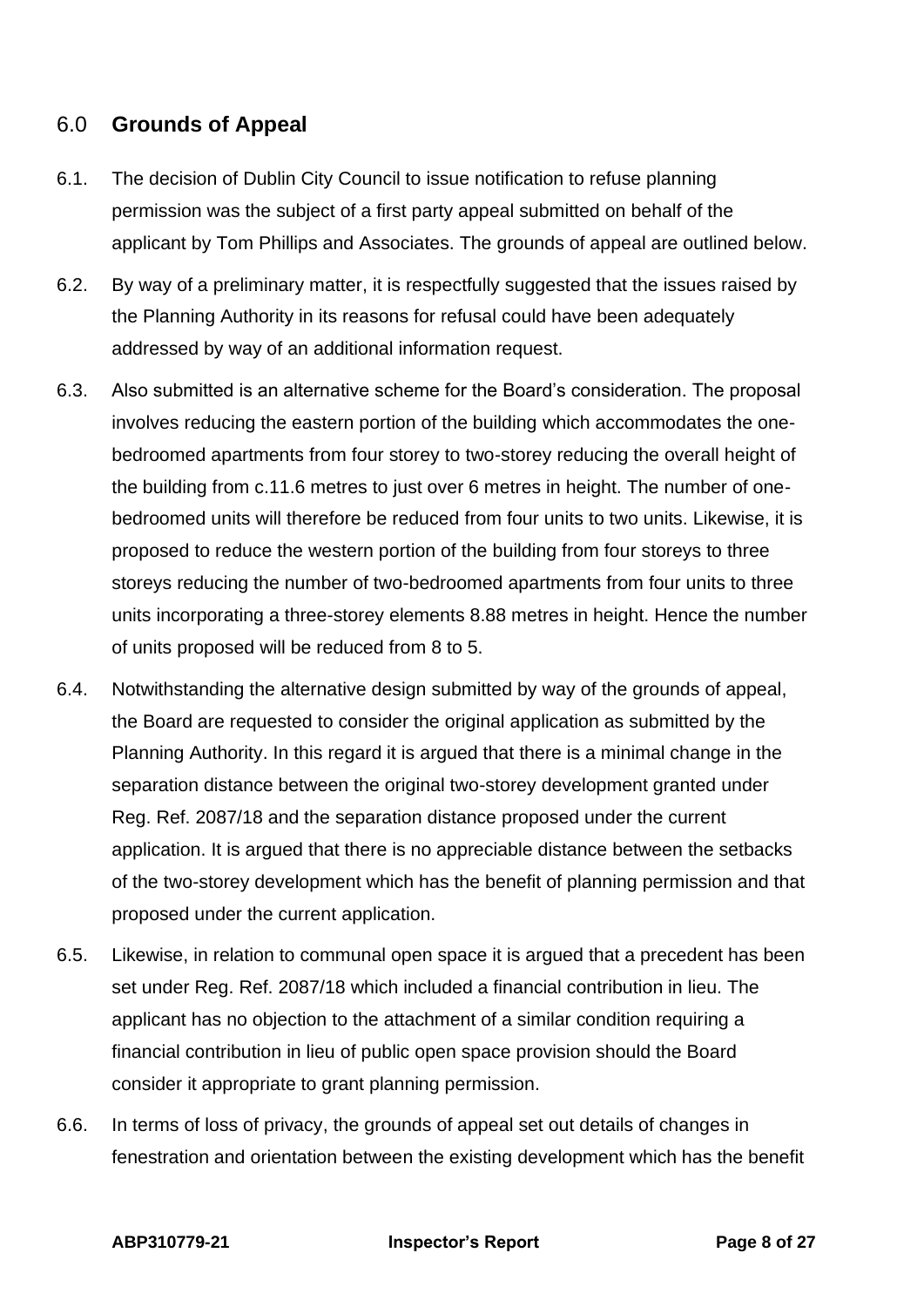## 6.0 **Grounds of Appeal**

6.1. The decision of Dublin City Council to issue notification to refuse planning permission was the subject of a first party appeal submitted on behalf of the applicant by Tom Phillips and Associates. The grounds of appeal are outlined below.

6.2. By way of a preliminary matter, it is respectfully suggested that the issues raised by the Planning Authority in its reasons for refusal could have been adequately addressed by way of an additional information request.

6.3. Also submitted is an alternative scheme for the Board's consideration. The proposal involves reducing the eastern portion of the building which accommodates the one-bedroomed apartments from four storey to two-storey reducing the overall height of the building from c.11.6 metres to just over 6 metres in height. The number of one-bedroomed units will therefore be reduced from four units to two units. Likewise, it is proposed to reduce the western portion of the building from four storeys to three storeys reducing the number of two-bedroomed apartments from four units to three units incorporating a three-storey elements 8.88 metres in height. Hence the number of units proposed will be reduced from 8 to 5.

6.4. Notwithstanding the alternative design submitted by way of the grounds of appeal, the Board are requested to consider the original application as submitted by the Planning Authority. In this regard it is argued that there is a minimal change in the separation distance between the original two-storey development granted under Reg. Ref. 2087/18 and the separation distance proposed under the current application. It is argued that there is no appreciable distance between the setbacks of the two-storey development which has the benefit of planning permission and that proposed under the current application.

6.5. Likewise, in relation to communal open space it is argued that a precedent has been set under Reg. Ref. 2087/18 which included a financial contribution in lieu. The applicant has no objection to the attachment of a similar condition requiring a financial contribution in lieu of public open space provision should the Board consider it appropriate to grant planning permission.

6.6. In terms of loss of privacy, the grounds of appeal set out details of changes in fenestration and orientation between the existing development which has the benefit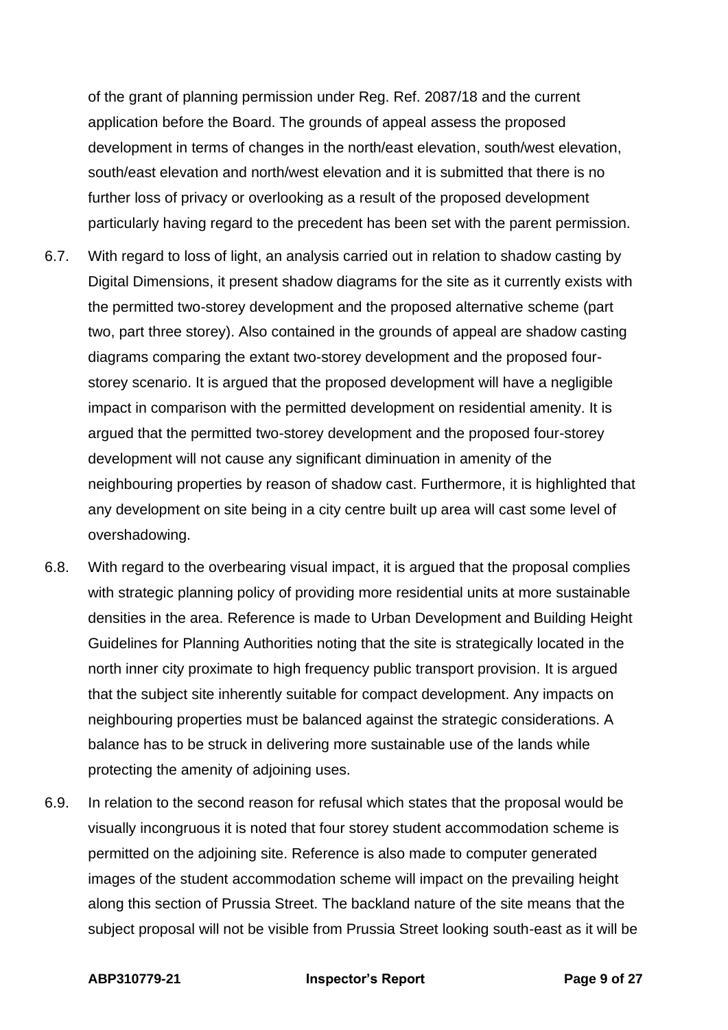of the grant of planning permission under Reg. Ref. 2087/18 and the current application before the Board. The grounds of appeal assess the proposed development in terms of changes in the north/east elevation, south/west elevation, south/east elevation and north/west elevation and it is submitted that there is no further loss of privacy or overlooking as a result of the proposed development particularly having regard to the precedent has been set with the parent permission.

6.7. With regard to loss of light, an analysis carried out in relation to shadow casting by Digital Dimensions, it present shadow diagrams for the site as it currently exists with the permitted two-storey development and the proposed alternative scheme (part two, part three storey). Also contained in the grounds of appeal are shadow casting diagrams comparing the extant two-storey development and the proposed four-storey scenario. It is argued that the proposed development will have a negligible impact in comparison with the permitted development on residential amenity. It is argued that the permitted two-storey development and the proposed four-storey development will not cause any significant diminuation in amenity of the neighbouring properties by reason of shadow cast. Furthermore, it is highlighted that any development on site being in a city centre built up area will cast some level of overshadowing.

6.8. With regard to the overbearing visual impact, it is argued that the proposal complies with strategic planning policy of providing more residential units at more sustainable densities in the area. Reference is made to Urban Development and Building Height Guidelines for Planning Authorities noting that the site is strategically located in the north inner city proximate to high frequency public transport provision. It is argued that the subject site inherently suitable for compact development. Any impacts on neighbouring properties must be balanced against the strategic considerations. A balance has to be struck in delivering more sustainable use of the lands while protecting the amenity of adjoining uses.

6.9. In relation to the second reason for refusal which states that the proposal would be visually incongruous it is noted that four storey student accommodation scheme is permitted on the adjoining site. Reference is also made to computer generated images of the student accommodation scheme will impact on the prevailing height along this section of Prussia Street. The backland nature of the site means that the subject proposal will not be visible from Prussia Street looking south-east as it will be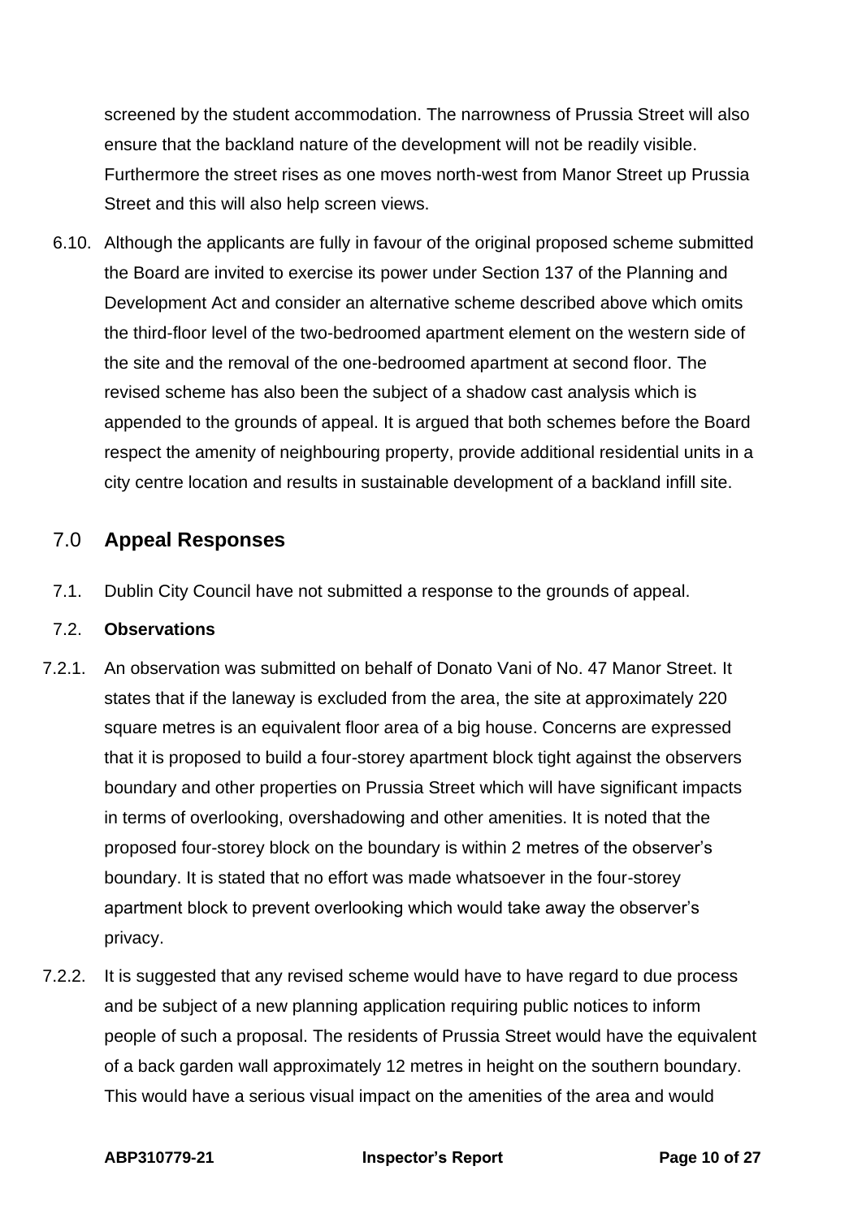screened by the student accommodation. The narrowness of Prussia Street will also ensure that the backland nature of the development will not be readily visible. Furthermore the street rises as one moves north-west from Manor Street up Prussia Street and this will also help screen views.

6.10. Although the applicants are fully in favour of the original proposed scheme submitted the Board are invited to exercise its power under Section 137 of the Planning and Development Act and consider an alternative scheme described above which omits the third-floor level of the two-bedroomed apartment element on the western side of the site and the removal of the one-bedroomed apartment at second floor. The revised scheme has also been the subject of a shadow cast analysis which is appended to the grounds of appeal. It is argued that both schemes before the Board respect the amenity of neighbouring property, provide additional residential units in a city centre location and results in sustainable development of a backland infill site.

## 7.0 Appeal Responses

7.1. Dublin City Council have not submitted a response to the grounds of appeal.

7.2. **Observations**

7.2.1. An observation was submitted on behalf of Donato Vani of No. 47 Manor Street. It states that if the laneway is excluded from the area, the site at approximately 220 square metres is an equivalent floor area of a big house. Concerns are expressed that it is proposed to build a four-storey apartment block tight against the observers boundary and other properties on Prussia Street which will have significant impacts in terms of overlooking, overshadowing and other amenities. It is noted that the proposed four-storey block on the boundary is within 2 metres of the observer's boundary. It is stated that no effort was made whatsoever in the four-storey apartment block to prevent overlooking which would take away the observer's privacy.

7.2.2. It is suggested that any revised scheme would have to have regard to due process and be subject of a new planning application requiring public notices to inform people of such a proposal. The residents of Prussia Street would have the equivalent of a back garden wall approximately 12 metres in height on the southern boundary. This would have a serious visual impact on the amenities of the area and would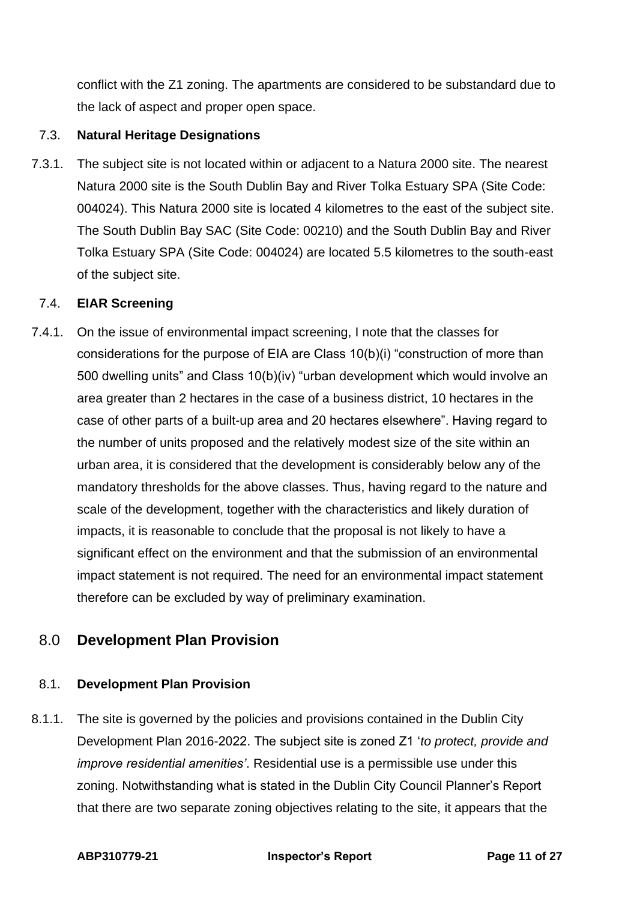conflict with the Z1 zoning. The apartments are considered to be substandard due to the lack of aspect and proper open space.

### 7.3. Natural Heritage Designations

7.3.1. The subject site is not located within or adjacent to a Natura 2000 site. The nearest Natura 2000 site is the South Dublin Bay and River Tolka Estuary SPA (Site Code: 004024). This Natura 2000 site is located 4 kilometres to the east of the subject site. The South Dublin Bay SAC (Site Code: 00210) and the South Dublin Bay and River Tolka Estuary SPA (Site Code: 004024) are located 5.5 kilometres to the south-east of the subject site.

### 7.4. EIAR Screening

7.4.1. On the issue of environmental impact screening, I note that the classes for considerations for the purpose of EIA are Class 10(b)(i) "construction of more than 500 dwelling units" and Class 10(b)(iv) "urban development which would involve an area greater than 2 hectares in the case of a business district, 10 hectares in the case of other parts of a built-up area and 20 hectares elsewhere". Having regard to the number of units proposed and the relatively modest size of the site within an urban area, it is considered that the development is considerably below any of the mandatory thresholds for the above classes. Thus, having regard to the nature and scale of the development, together with the characteristics and likely duration of impacts, it is reasonable to conclude that the proposal is not likely to have a significant effect on the environment and that the submission of an environmental impact statement is not required. The need for an environmental impact statement therefore can be excluded by way of preliminary examination.

## 8.0 Development Plan Provision

### 8.1. Development Plan Provision

8.1.1. The site is governed by the policies and provisions contained in the Dublin City Development Plan 2016-2022. The subject site is zoned Z1 '*to protect, provide and improve residential amenities*'. Residential use is a permissible use under this zoning. Notwithstanding what is stated in the Dublin City Council Planner's Report that there are two separate zoning objectives relating to the site, it appears that the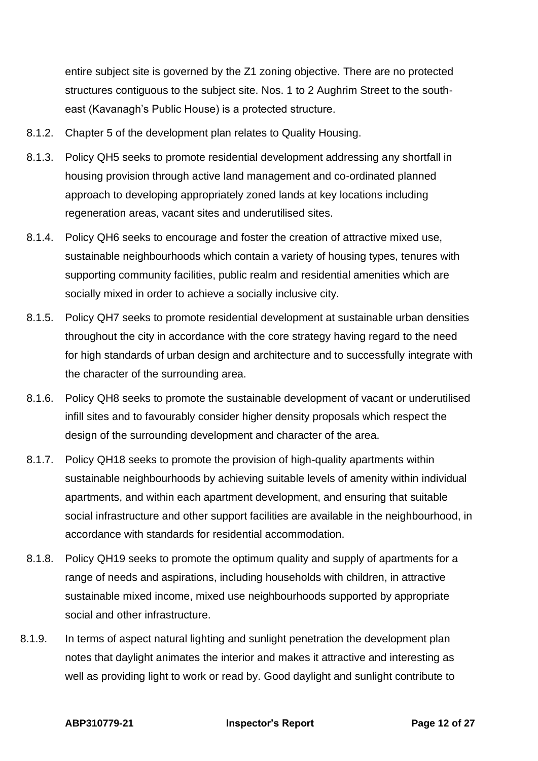entire subject site is governed by the Z1 zoning objective. There are no protected structures contiguous to the subject site. Nos. 1 to 2 Aughrim Street to the south-east (Kavanagh's Public House) is a protected structure.

8.1.2. Chapter 5 of the development plan relates to Quality Housing.

8.1.3. Policy QH5 seeks to promote residential development addressing any shortfall in housing provision through active land management and co-ordinated planned approach to developing appropriately zoned lands at key locations including regeneration areas, vacant sites and underutilised sites.

8.1.4. Policy QH6 seeks to encourage and foster the creation of attractive mixed use, sustainable neighbourhoods which contain a variety of housing types, tenures with supporting community facilities, public realm and residential amenities which are socially mixed in order to achieve a socially inclusive city.

8.1.5. Policy QH7 seeks to promote residential development at sustainable urban densities throughout the city in accordance with the core strategy having regard to the need for high standards of urban design and architecture and to successfully integrate with the character of the surrounding area.

8.1.6. Policy QH8 seeks to promote the sustainable development of vacant or underutilised infill sites and to favourably consider higher density proposals which respect the design of the surrounding development and character of the area.

8.1.7. Policy QH18 seeks to promote the provision of high-quality apartments within sustainable neighbourhoods by achieving suitable levels of amenity within individual apartments, and within each apartment development, and ensuring that suitable social infrastructure and other support facilities are available in the neighbourhood, in accordance with standards for residential accommodation.

8.1.8. Policy QH19 seeks to promote the optimum quality and supply of apartments for a range of needs and aspirations, including households with children, in attractive sustainable mixed income, mixed use neighbourhoods supported by appropriate social and other infrastructure.

8.1.9. In terms of aspect natural lighting and sunlight penetration the development plan notes that daylight animates the interior and makes it attractive and interesting as well as providing light to work or read by. Good daylight and sunlight contribute to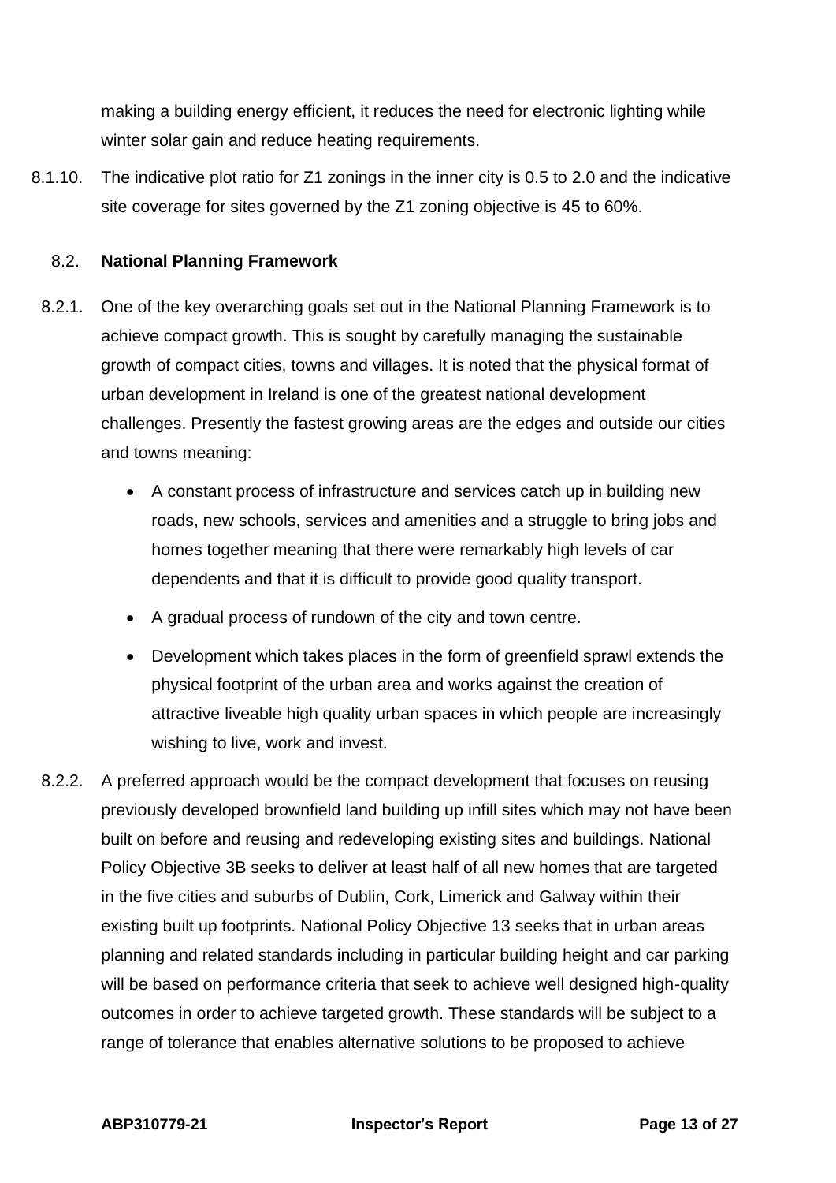making a building energy efficient, it reduces the need for electronic lighting while winter solar gain and reduce heating requirements.

8.1.10. The indicative plot ratio for Z1 zonings in the inner city is 0.5 to 2.0 and the indicative site coverage for sites governed by the Z1 zoning objective is 45 to 60%.

## 8.2. National Planning Framework

8.2.1. One of the key overarching goals set out in the National Planning Framework is to achieve compact growth. This is sought by carefully managing the sustainable growth of compact cities, towns and villages. It is noted that the physical format of urban development in Ireland is one of the greatest national development challenges. Presently the fastest growing areas are the edges and outside our cities and towns meaning:

- A constant process of infrastructure and services catch up in building new roads, new schools, services and amenities and a struggle to bring jobs and homes together meaning that there were remarkably high levels of car dependents and that it is difficult to provide good quality transport.
- A gradual process of rundown of the city and town centre.
- Development which takes places in the form of greenfield sprawl extends the physical footprint of the urban area and works against the creation of attractive liveable high quality urban spaces in which people are increasingly wishing to live, work and invest.

8.2.2. A preferred approach would be the compact development that focuses on reusing previously developed brownfield land building up infill sites which may not have been built on before and reusing and redeveloping existing sites and buildings. National Policy Objective 3B seeks to deliver at least half of all new homes that are targeted in the five cities and suburbs of Dublin, Cork, Limerick and Galway within their existing built up footprints. National Policy Objective 13 seeks that in urban areas planning and related standards including in particular building height and car parking will be based on performance criteria that seek to achieve well designed high-quality outcomes in order to achieve targeted growth. These standards will be subject to a range of tolerance that enables alternative solutions to be proposed to achieve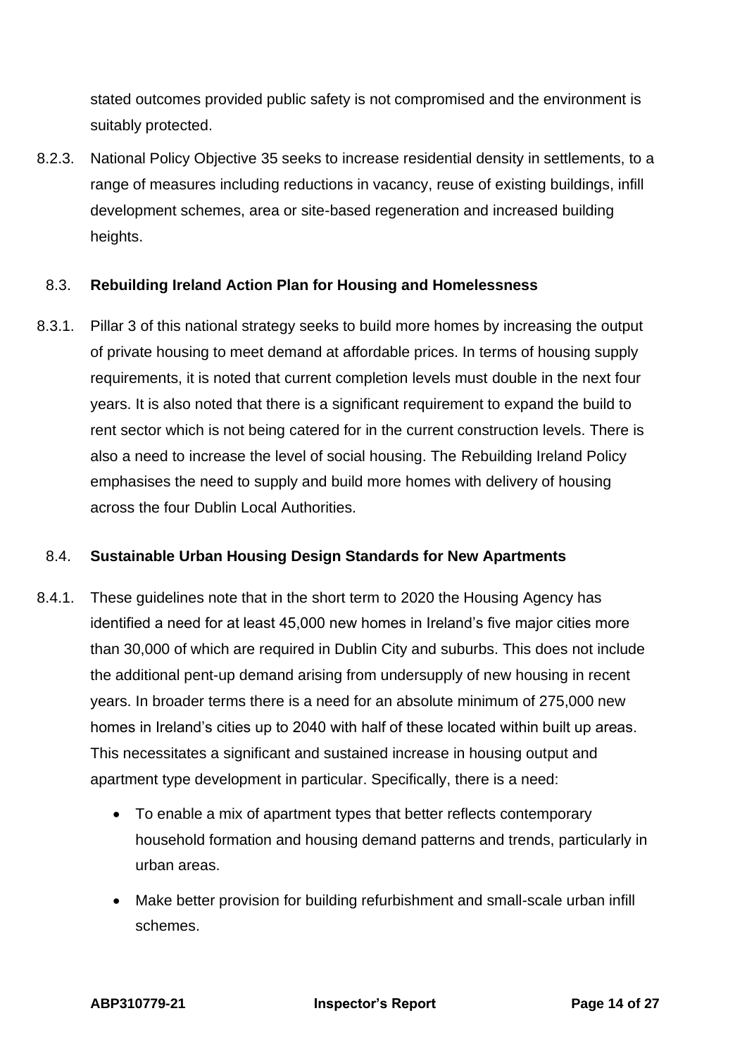stated outcomes provided public safety is not compromised and the environment is suitably protected.

8.2.3. National Policy Objective 35 seeks to increase residential density in settlements, to a range of measures including reductions in vacancy, reuse of existing buildings, infill development schemes, area or site-based regeneration and increased building heights.

### 8.3. Rebuilding Ireland Action Plan for Housing and Homelessness

8.3.1. Pillar 3 of this national strategy seeks to build more homes by increasing the output of private housing to meet demand at affordable prices. In terms of housing supply requirements, it is noted that current completion levels must double in the next four years. It is also noted that there is a significant requirement to expand the build to rent sector which is not being catered for in the current construction levels. There is also a need to increase the level of social housing. The Rebuilding Ireland Policy emphasises the need to supply and build more homes with delivery of housing across the four Dublin Local Authorities.

### 8.4. Sustainable Urban Housing Design Standards for New Apartments

8.4.1. These guidelines note that in the short term to 2020 the Housing Agency has identified a need for at least 45,000 new homes in Ireland's five major cities more than 30,000 of which are required in Dublin City and suburbs. This does not include the additional pent-up demand arising from undersupply of new housing in recent years. In broader terms there is a need for an absolute minimum of 275,000 new homes in Ireland's cities up to 2040 with half of these located within built up areas. This necessitates a significant and sustained increase in housing output and apartment type development in particular. Specifically, there is a need:

- To enable a mix of apartment types that better reflects contemporary household formation and housing demand patterns and trends, particularly in urban areas.
- Make better provision for building refurbishment and small-scale urban infill schemes.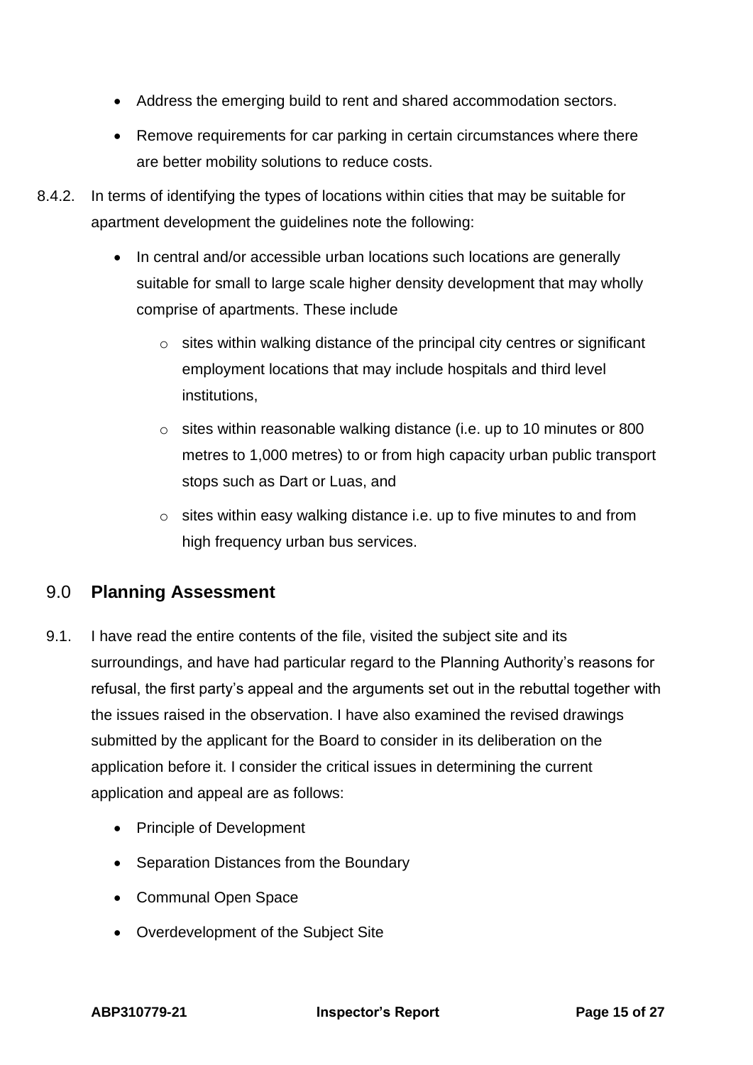- Address the emerging build to rent and shared accommodation sectors.
- Remove requirements for car parking in certain circumstances where there are better mobility solutions to reduce costs.

8.4.2. In terms of identifying the types of locations within cities that may be suitable for apartment development the guidelines note the following:

- In central and/or accessible urban locations such locations are generally suitable for small to large scale higher density development that may wholly comprise of apartments. These include
  - sites within walking distance of the principal city centres or significant employment locations that may include hospitals and third level institutions,
  - sites within reasonable walking distance (i.e. up to 10 minutes or 800 metres to 1,000 metres) to or from high capacity urban public transport stops such as Dart or Luas, and
  - sites within easy walking distance i.e. up to five minutes to and from high frequency urban bus services.

## 9.0 Planning Assessment

9.1. I have read the entire contents of the file, visited the subject site and its surroundings, and have had particular regard to the Planning Authority's reasons for refusal, the first party's appeal and the arguments set out in the rebuttal together with the issues raised in the observation. I have also examined the revised drawings submitted by the applicant for the Board to consider in its deliberation on the application before it. I consider the critical issues in determining the current application and appeal are as follows:

- Principle of Development
- Separation Distances from the Boundary
- Communal Open Space
- Overdevelopment of the Subject Site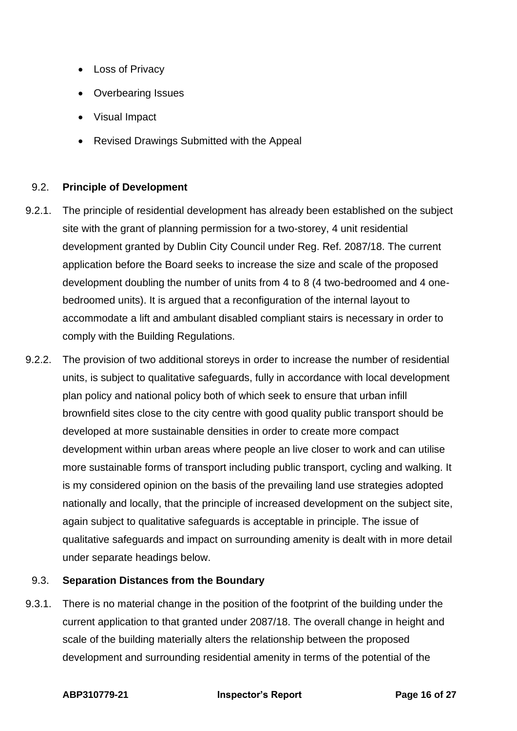- Loss of Privacy
- Overbearing Issues
- Visual Impact
- Revised Drawings Submitted with the Appeal

### 9.2. Principle of Development

9.2.1. The principle of residential development has already been established on the subject site with the grant of planning permission for a two-storey, 4 unit residential development granted by Dublin City Council under Reg. Ref. 2087/18. The current application before the Board seeks to increase the size and scale of the proposed development doubling the number of units from 4 to 8 (4 two-bedroomed and 4 one-bedroomed units). It is argued that a reconfiguration of the internal layout to accommodate a lift and ambulant disabled compliant stairs is necessary in order to comply with the Building Regulations.

9.2.2. The provision of two additional storeys in order to increase the number of residential units, is subject to qualitative safeguards, fully in accordance with local development plan policy and national policy both of which seek to ensure that urban infill brownfield sites close to the city centre with good quality public transport should be developed at more sustainable densities in order to create more compact development within urban areas where people an live closer to work and can utilise more sustainable forms of transport including public transport, cycling and walking. It is my considered opinion on the basis of the prevailing land use strategies adopted nationally and locally, that the principle of increased development on the subject site, again subject to qualitative safeguards is acceptable in principle. The issue of qualitative safeguards and impact on surrounding amenity is dealt with in more detail under separate headings below.

### 9.3. Separation Distances from the Boundary

9.3.1. There is no material change in the position of the footprint of the building under the current application to that granted under 2087/18. The overall change in height and scale of the building materially alters the relationship between the proposed development and surrounding residential amenity in terms of the potential of the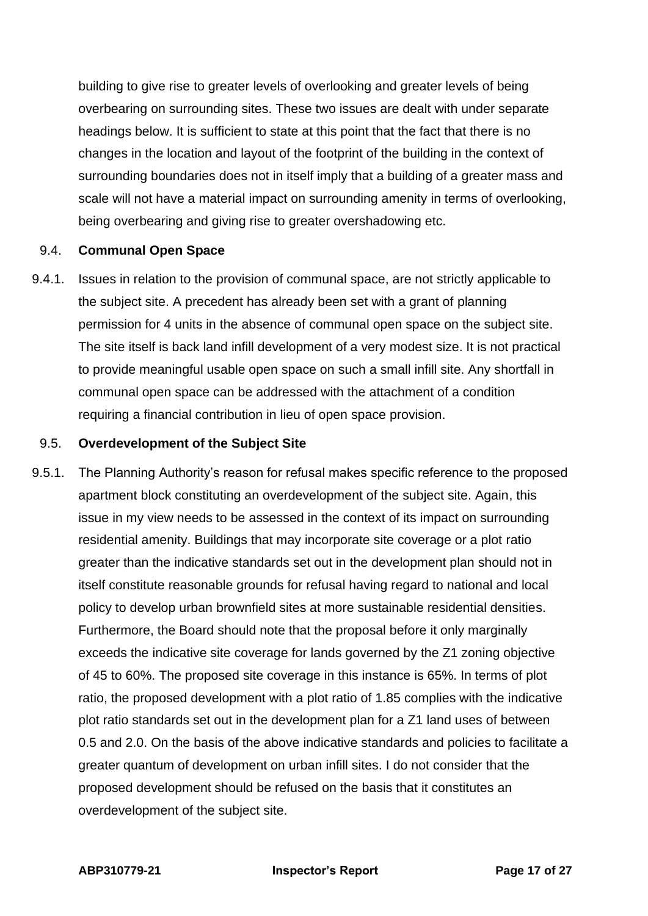building to give rise to greater levels of overlooking and greater levels of being overbearing on surrounding sites. These two issues are dealt with under separate headings below. It is sufficient to state at this point that the fact that there is no changes in the location and layout of the footprint of the building in the context of surrounding boundaries does not in itself imply that a building of a greater mass and scale will not have a material impact on surrounding amenity in terms of overlooking, being overbearing and giving rise to greater overshadowing etc.

### 9.4. Communal Open Space

9.4.1. Issues in relation to the provision of communal space, are not strictly applicable to the subject site. A precedent has already been set with a grant of planning permission for 4 units in the absence of communal open space on the subject site. The site itself is back land infill development of a very modest size. It is not practical to provide meaningful usable open space on such a small infill site. Any shortfall in communal open space can be addressed with the attachment of a condition requiring a financial contribution in lieu of open space provision.

### 9.5. Overdevelopment of the Subject Site

9.5.1. The Planning Authority's reason for refusal makes specific reference to the proposed apartment block constituting an overdevelopment of the subject site. Again, this issue in my view needs to be assessed in the context of its impact on surrounding residential amenity. Buildings that may incorporate site coverage or a plot ratio greater than the indicative standards set out in the development plan should not in itself constitute reasonable grounds for refusal having regard to national and local policy to develop urban brownfield sites at more sustainable residential densities. Furthermore, the Board should note that the proposal before it only marginally exceeds the indicative site coverage for lands governed by the Z1 zoning objective of 45 to 60%. The proposed site coverage in this instance is 65%. In terms of plot ratio, the proposed development with a plot ratio of 1.85 complies with the indicative plot ratio standards set out in the development plan for a Z1 land uses of between 0.5 and 2.0. On the basis of the above indicative standards and policies to facilitate a greater quantum of development on urban infill sites. I do not consider that the proposed development should be refused on the basis that it constitutes an overdevelopment of the subject site.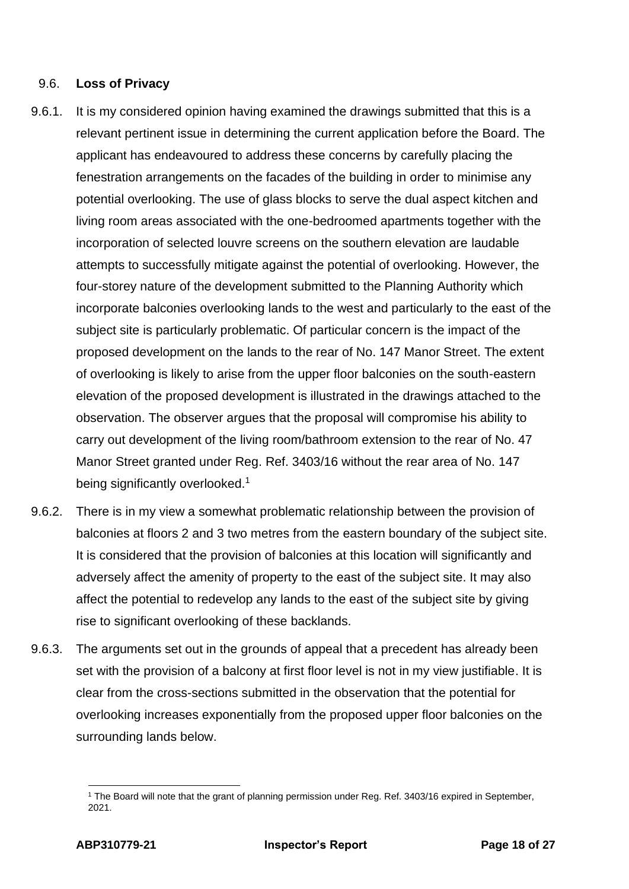### 9.6. **Loss of Privacy**

9.6.1. It is my considered opinion having examined the drawings submitted that this is a relevant pertinent issue in determining the current application before the Board. The applicant has endeavoured to address these concerns by carefully placing the fenestration arrangements on the facades of the building in order to minimise any potential overlooking. The use of glass blocks to serve the dual aspect kitchen and living room areas associated with the one-bedroomed apartments together with the incorporation of selected louvre screens on the southern elevation are laudable attempts to successfully mitigate against the potential of overlooking. However, the four-storey nature of the development submitted to the Planning Authority which incorporate balconies overlooking lands to the west and particularly to the east of the subject site is particularly problematic. Of particular concern is the impact of the proposed development on the lands to the rear of No. 147 Manor Street. The extent of overlooking is likely to arise from the upper floor balconies on the south-eastern elevation of the proposed development is illustrated in the drawings attached to the observation. The observer argues that the proposal will compromise his ability to carry out development of the living room/bathroom extension to the rear of No. 47 Manor Street granted under Reg. Ref. 3403/16 without the rear area of No. 147 being significantly overlooked.[1]

9.6.2. There is in my view a somewhat problematic relationship between the provision of balconies at floors 2 and 3 two metres from the eastern boundary of the subject site. It is considered that the provision of balconies at this location will significantly and adversely affect the amenity of property to the east of the subject site. It may also affect the potential to redevelop any lands to the east of the subject site by giving rise to significant overlooking of these backlands.

9.6.3. The arguments set out in the grounds of appeal that a precedent has already been set with the provision of a balcony at first floor level is not in my view justifiable. It is clear from the cross-sections submitted in the observation that the potential for overlooking increases exponentially from the proposed upper floor balconies on the surrounding lands below.

---

[1] The Board will note that the grant of planning permission under Reg. Ref. 3403/16 expired in September, 2021.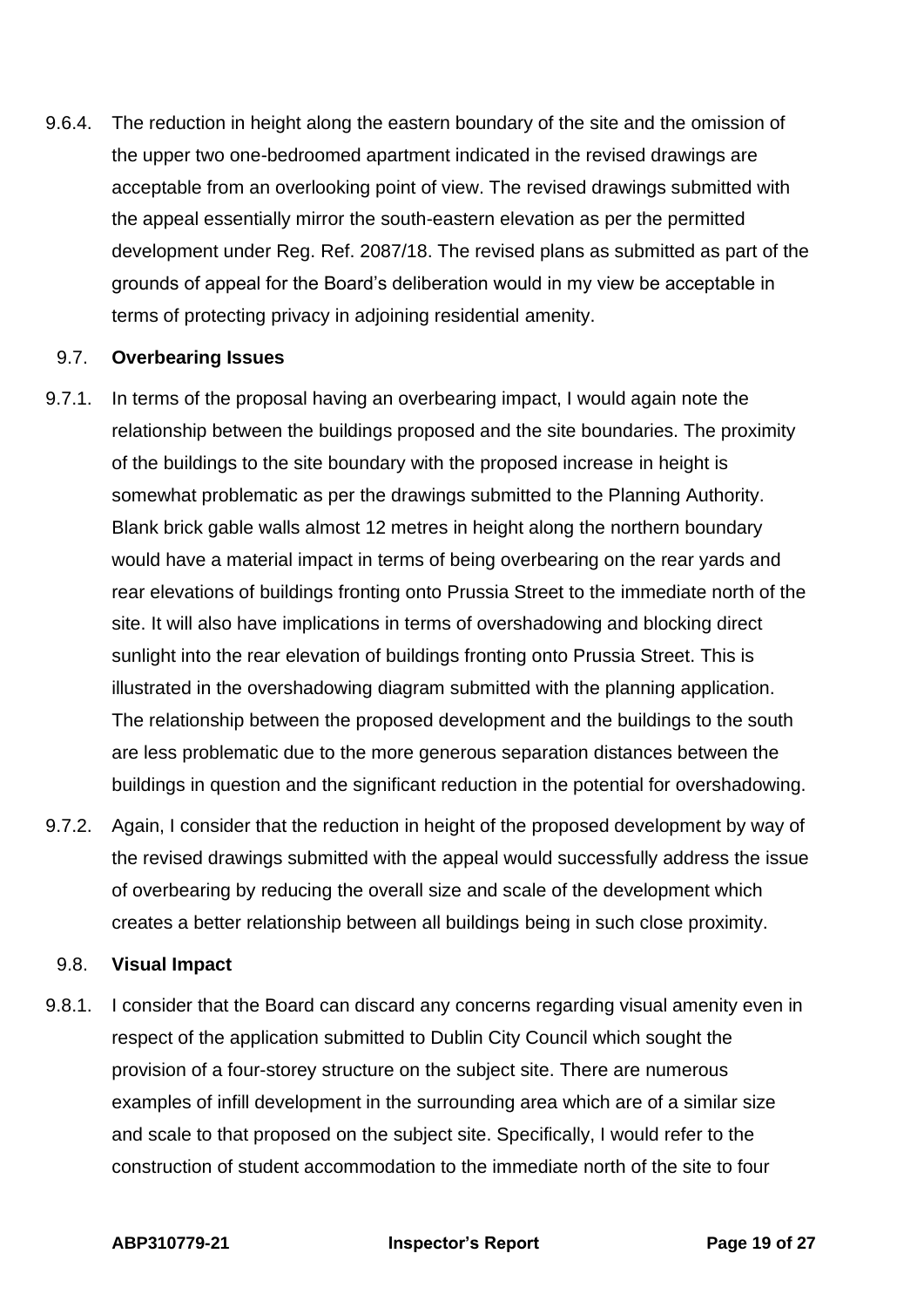9.6.4. The reduction in height along the eastern boundary of the site and the omission of the upper two one-bedroomed apartment indicated in the revised drawings are acceptable from an overlooking point of view. The revised drawings submitted with the appeal essentially mirror the south-eastern elevation as per the permitted development under Reg. Ref. 2087/18. The revised plans as submitted as part of the grounds of appeal for the Board's deliberation would in my view be acceptable in terms of protecting privacy in adjoining residential amenity.

### 9.7. Overbearing Issues

9.7.1. In terms of the proposal having an overbearing impact, I would again note the relationship between the buildings proposed and the site boundaries. The proximity of the buildings to the site boundary with the proposed increase in height is somewhat problematic as per the drawings submitted to the Planning Authority. Blank brick gable walls almost 12 metres in height along the northern boundary would have a material impact in terms of being overbearing on the rear yards and rear elevations of buildings fronting onto Prussia Street to the immediate north of the site. It will also have implications in terms of overshadowing and blocking direct sunlight into the rear elevation of buildings fronting onto Prussia Street. This is illustrated in the overshadowing diagram submitted with the planning application. The relationship between the proposed development and the buildings to the south are less problematic due to the more generous separation distances between the buildings in question and the significant reduction in the potential for overshadowing.

9.7.2. Again, I consider that the reduction in height of the proposed development by way of the revised drawings submitted with the appeal would successfully address the issue of overbearing by reducing the overall size and scale of the development which creates a better relationship between all buildings being in such close proximity.

### 9.8. Visual Impact

9.8.1. I consider that the Board can discard any concerns regarding visual amenity even in respect of the application submitted to Dublin City Council which sought the provision of a four-storey structure on the subject site. There are numerous examples of infill development in the surrounding area which are of a similar size and scale to that proposed on the subject site. Specifically, I would refer to the construction of student accommodation to the immediate north of the site to four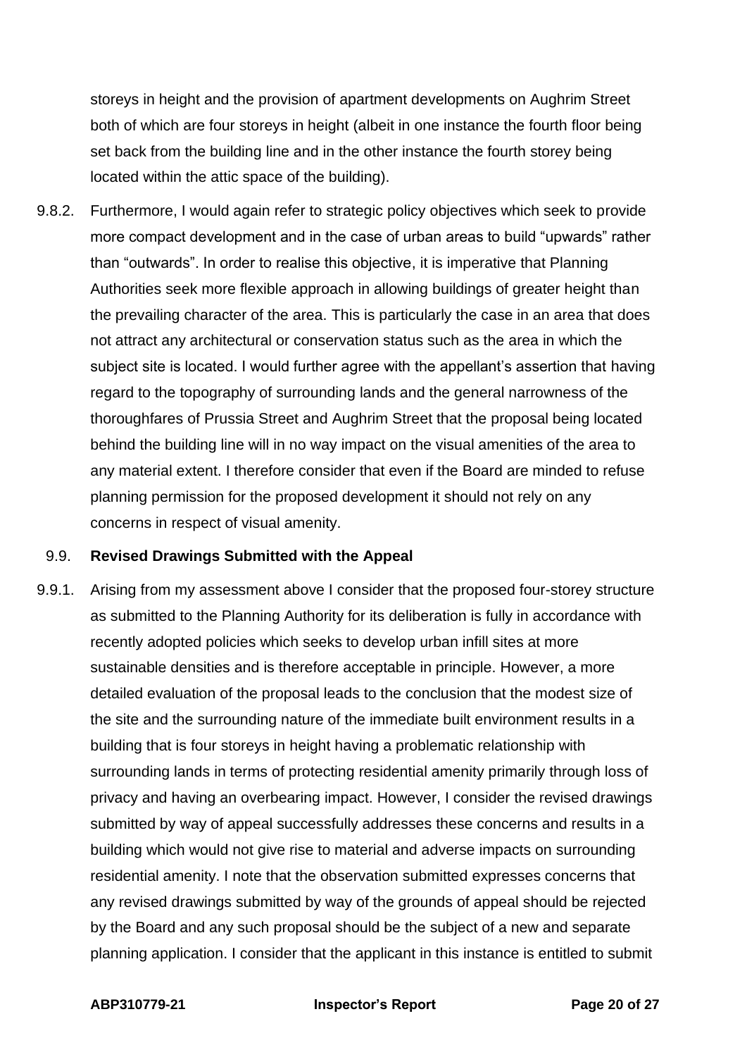storeys in height and the provision of apartment developments on Aughrim Street both of which are four storeys in height (albeit in one instance the fourth floor being set back from the building line and in the other instance the fourth storey being located within the attic space of the building).

9.8.2. Furthermore, I would again refer to strategic policy objectives which seek to provide more compact development and in the case of urban areas to build "upwards" rather than "outwards". In order to realise this objective, it is imperative that Planning Authorities seek more flexible approach in allowing buildings of greater height than the prevailing character of the area. This is particularly the case in an area that does not attract any architectural or conservation status such as the area in which the subject site is located. I would further agree with the appellant's assertion that having regard to the topography of surrounding lands and the general narrowness of the thoroughfares of Prussia Street and Aughrim Street that the proposal being located behind the building line will in no way impact on the visual amenities of the area to any material extent. I therefore consider that even if the Board are minded to refuse planning permission for the proposed development it should not rely on any concerns in respect of visual amenity.

### 9.9. Revised Drawings Submitted with the Appeal

9.9.1. Arising from my assessment above I consider that the proposed four-storey structure as submitted to the Planning Authority for its deliberation is fully in accordance with recently adopted policies which seeks to develop urban infill sites at more sustainable densities and is therefore acceptable in principle. However, a more detailed evaluation of the proposal leads to the conclusion that the modest size of the site and the surrounding nature of the immediate built environment results in a building that is four storeys in height having a problematic relationship with surrounding lands in terms of protecting residential amenity primarily through loss of privacy and having an overbearing impact. However, I consider the revised drawings submitted by way of appeal successfully addresses these concerns and results in a building which would not give rise to material and adverse impacts on surrounding residential amenity. I note that the observation submitted expresses concerns that any revised drawings submitted by way of the grounds of appeal should be rejected by the Board and any such proposal should be the subject of a new and separate planning application. I consider that the applicant in this instance is entitled to submit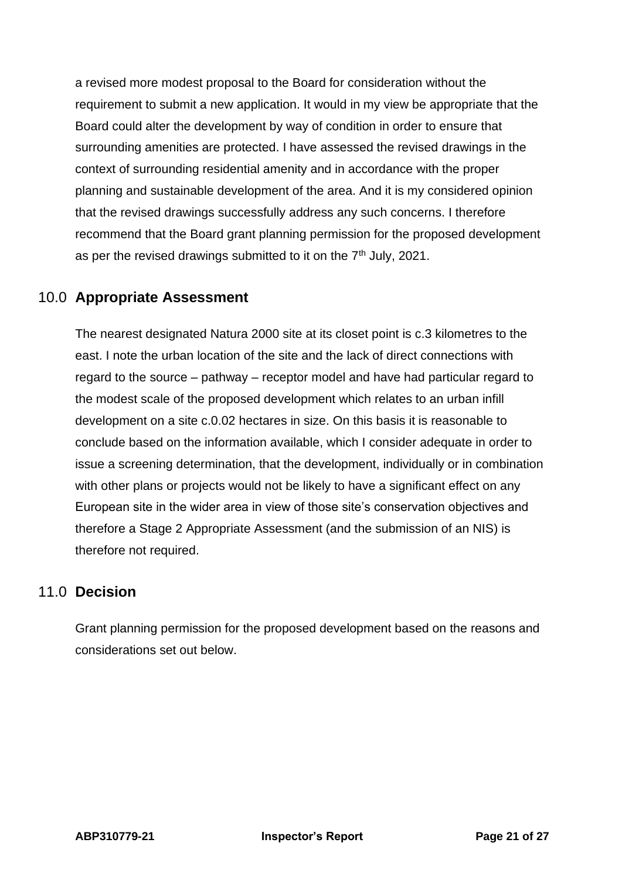a revised more modest proposal to the Board for consideration without the requirement to submit a new application. It would in my view be appropriate that the Board could alter the development by way of condition in order to ensure that surrounding amenities are protected. I have assessed the revised drawings in the context of surrounding residential amenity and in accordance with the proper planning and sustainable development of the area. And it is my considered opinion that the revised drawings successfully address any such concerns. I therefore recommend that the Board grant planning permission for the proposed development as per the revised drawings submitted to it on the 7th July, 2021.

## 10.0 Appropriate Assessment

The nearest designated Natura 2000 site at its closet point is c.3 kilometres to the east. I note the urban location of the site and the lack of direct connections with regard to the source – pathway – receptor model and have had particular regard to the modest scale of the proposed development which relates to an urban infill development on a site c.0.02 hectares in size. On this basis it is reasonable to conclude based on the information available, which I consider adequate in order to issue a screening determination, that the development, individually or in combination with other plans or projects would not be likely to have a significant effect on any European site in the wider area in view of those site's conservation objectives and therefore a Stage 2 Appropriate Assessment (and the submission of an NIS) is therefore not required.

## 11.0 Decision

Grant planning permission for the proposed development based on the reasons and considerations set out below.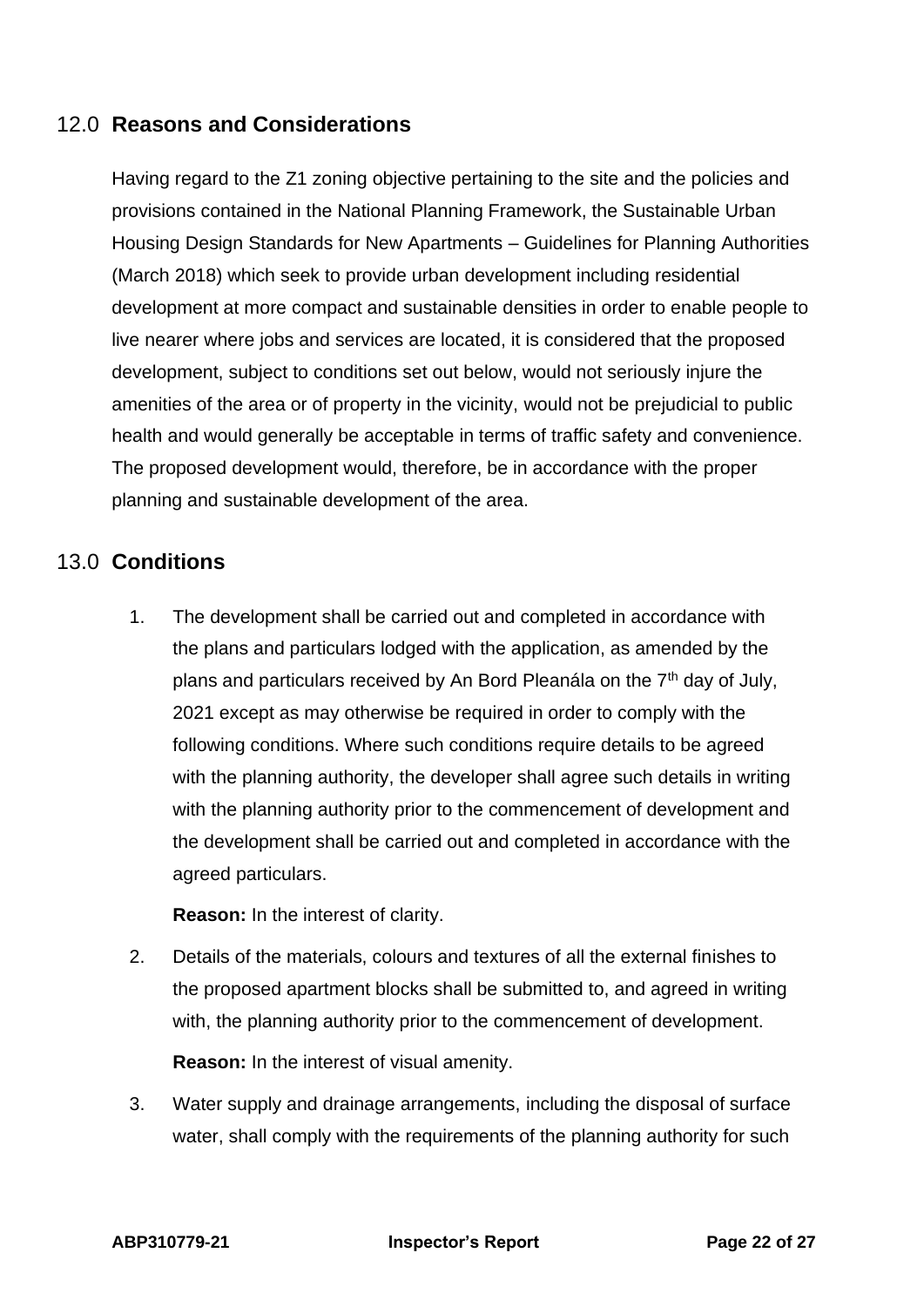## 12.0 Reasons and Considerations

Having regard to the Z1 zoning objective pertaining to the site and the policies and provisions contained in the National Planning Framework, the Sustainable Urban Housing Design Standards for New Apartments – Guidelines for Planning Authorities (March 2018) which seek to provide urban development including residential development at more compact and sustainable densities in order to enable people to live nearer where jobs and services are located, it is considered that the proposed development, subject to conditions set out below, would not seriously injure the amenities of the area or of property in the vicinity, would not be prejudicial to public health and would generally be acceptable in terms of traffic safety and convenience. The proposed development would, therefore, be in accordance with the proper planning and sustainable development of the area.

## 13.0 Conditions

1. The development shall be carried out and completed in accordance with the plans and particulars lodged with the application, as amended by the plans and particulars received by An Bord Pleanála on the 7th day of July, 2021 except as may otherwise be required in order to comply with the following conditions. Where such conditions require details to be agreed with the planning authority, the developer shall agree such details in writing with the planning authority prior to the commencement of development and the development shall be carried out and completed in accordance with the agreed particulars.

   **Reason:** In the interest of clarity.

2. Details of the materials, colours and textures of all the external finishes to the proposed apartment blocks shall be submitted to, and agreed in writing with, the planning authority prior to the commencement of development.

   **Reason:** In the interest of visual amenity.

3. Water supply and drainage arrangements, including the disposal of surface water, shall comply with the requirements of the planning authority for such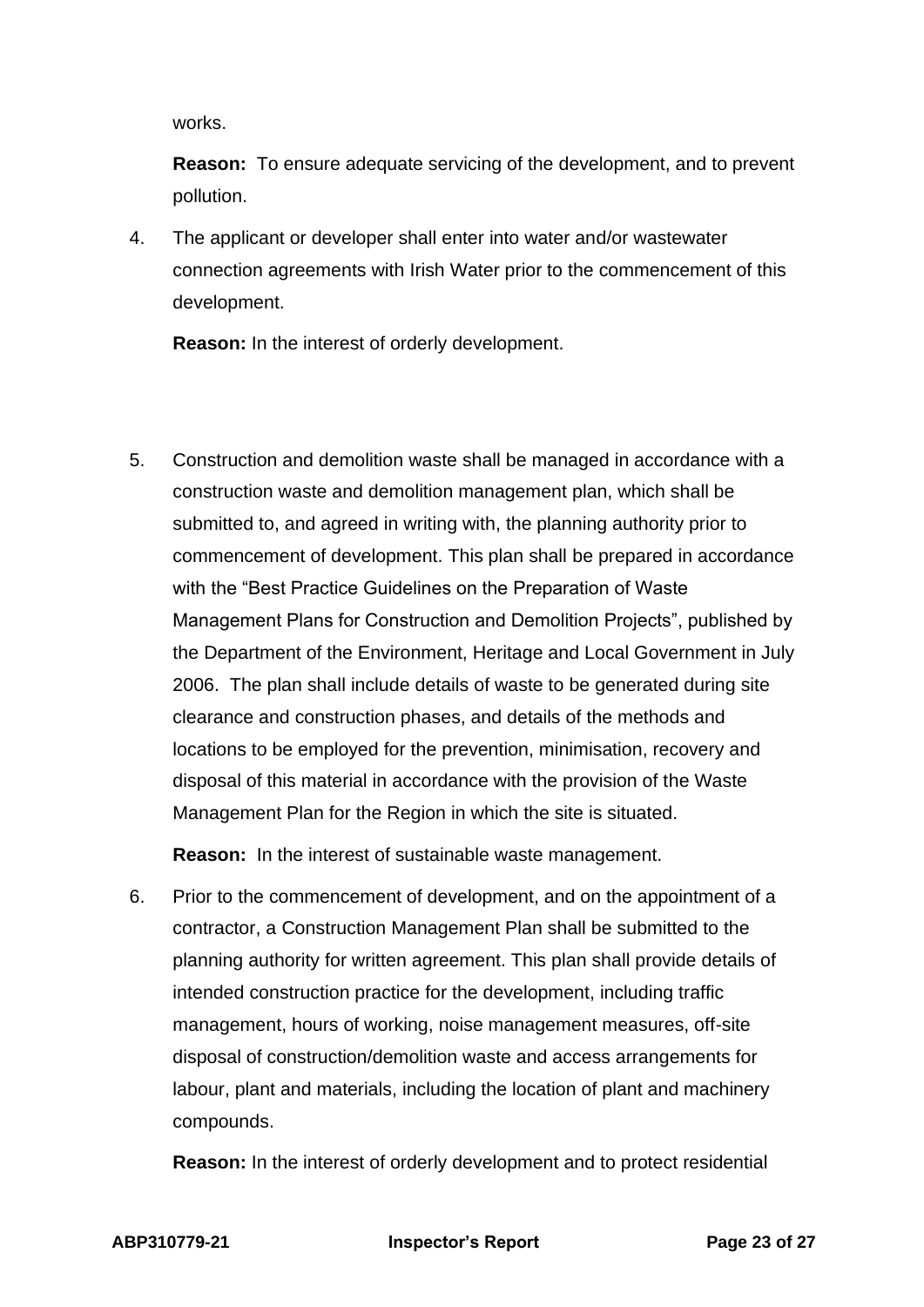works.

**Reason:** To ensure adequate servicing of the development, and to prevent pollution.

4. The applicant or developer shall enter into water and/or wastewater connection agreements with Irish Water prior to the commencement of this development.

   **Reason:** In the interest of orderly development.

5. Construction and demolition waste shall be managed in accordance with a construction waste and demolition management plan, which shall be submitted to, and agreed in writing with, the planning authority prior to commencement of development. This plan shall be prepared in accordance with the "Best Practice Guidelines on the Preparation of Waste Management Plans for Construction and Demolition Projects", published by the Department of the Environment, Heritage and Local Government in July 2006. The plan shall include details of waste to be generated during site clearance and construction phases, and details of the methods and locations to be employed for the prevention, minimisation, recovery and disposal of this material in accordance with the provision of the Waste Management Plan for the Region in which the site is situated.

   **Reason:** In the interest of sustainable waste management.

6. Prior to the commencement of development, and on the appointment of a contractor, a Construction Management Plan shall be submitted to the planning authority for written agreement. This plan shall provide details of intended construction practice for the development, including traffic management, hours of working, noise management measures, off-site disposal of construction/demolition waste and access arrangements for labour, plant and materials, including the location of plant and machinery compounds.

   **Reason:** In the interest of orderly development and to protect residential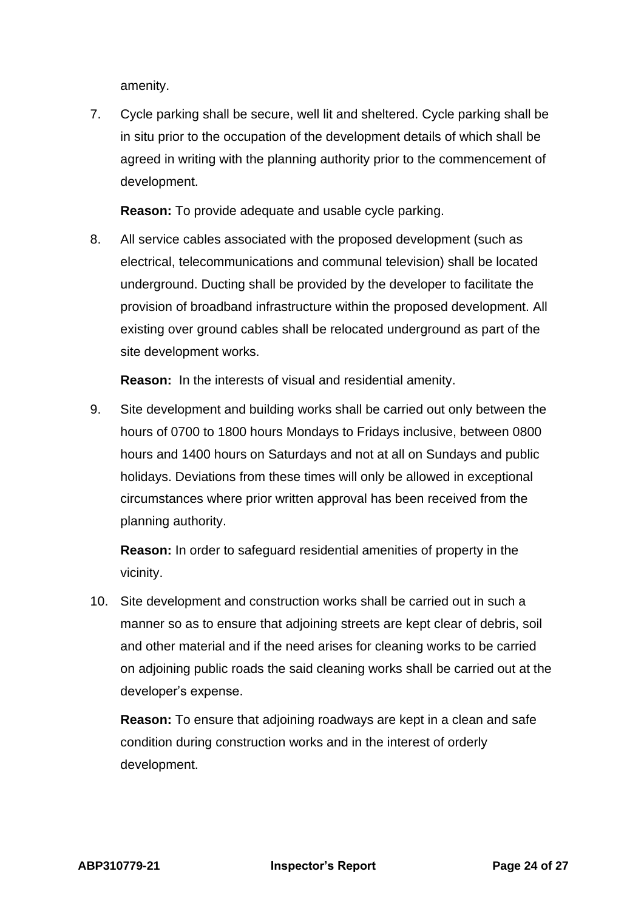amenity.

7. Cycle parking shall be secure, well lit and sheltered. Cycle parking shall be in situ prior to the occupation of the development details of which shall be agreed in writing with the planning authority prior to the commencement of development.

   **Reason:** To provide adequate and usable cycle parking.

8. All service cables associated with the proposed development (such as electrical, telecommunications and communal television) shall be located underground. Ducting shall be provided by the developer to facilitate the provision of broadband infrastructure within the proposed development. All existing over ground cables shall be relocated underground as part of the site development works.

   **Reason:** In the interests of visual and residential amenity.

9. Site development and building works shall be carried out only between the hours of 0700 to 1800 hours Mondays to Fridays inclusive, between 0800 hours and 1400 hours on Saturdays and not at all on Sundays and public holidays. Deviations from these times will only be allowed in exceptional circumstances where prior written approval has been received from the planning authority.

   **Reason:** In order to safeguard residential amenities of property in the vicinity.

10. Site development and construction works shall be carried out in such a manner so as to ensure that adjoining streets are kept clear of debris, soil and other material and if the need arises for cleaning works to be carried on adjoining public roads the said cleaning works shall be carried out at the developer's expense.

    **Reason:** To ensure that adjoining roadways are kept in a clean and safe condition during construction works and in the interest of orderly development.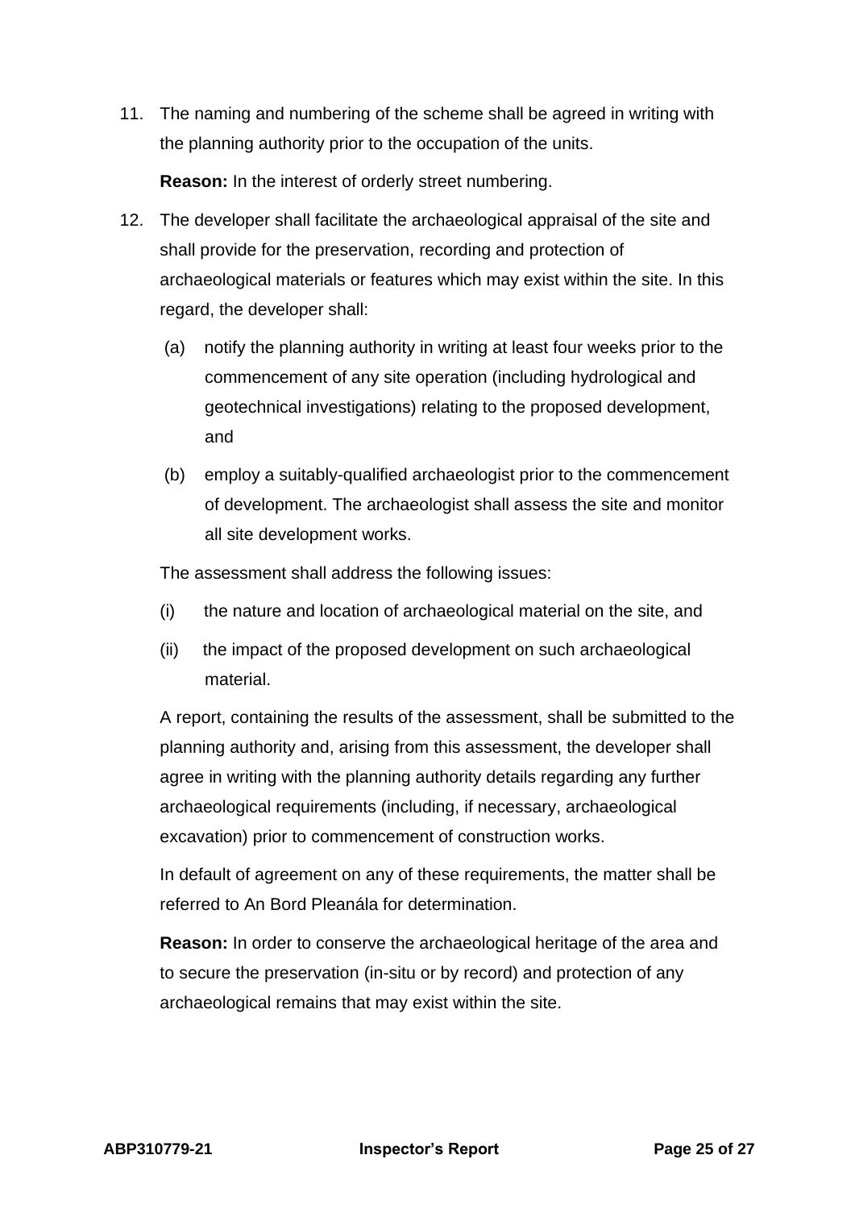11. The naming and numbering of the scheme shall be agreed in writing with the planning authority prior to the occupation of the units.

    **Reason:** In the interest of orderly street numbering.

12. The developer shall facilitate the archaeological appraisal of the site and shall provide for the preservation, recording and protection of archaeological materials or features which may exist within the site. In this regard, the developer shall:

    (a) notify the planning authority in writing at least four weeks prior to the commencement of any site operation (including hydrological and geotechnical investigations) relating to the proposed development, and

    (b) employ a suitably-qualified archaeologist prior to the commencement of development. The archaeologist shall assess the site and monitor all site development works.

    The assessment shall address the following issues:

    (i) the nature and location of archaeological material on the site, and

    (ii) the impact of the proposed development on such archaeological material.

    A report, containing the results of the assessment, shall be submitted to the planning authority and, arising from this assessment, the developer shall agree in writing with the planning authority details regarding any further archaeological requirements (including, if necessary, archaeological excavation) prior to commencement of construction works.

    In default of agreement on any of these requirements, the matter shall be referred to An Bord Pleanála for determination.

    **Reason:** In order to conserve the archaeological heritage of the area and to secure the preservation (in-situ or by record) and protection of any archaeological remains that may exist within the site.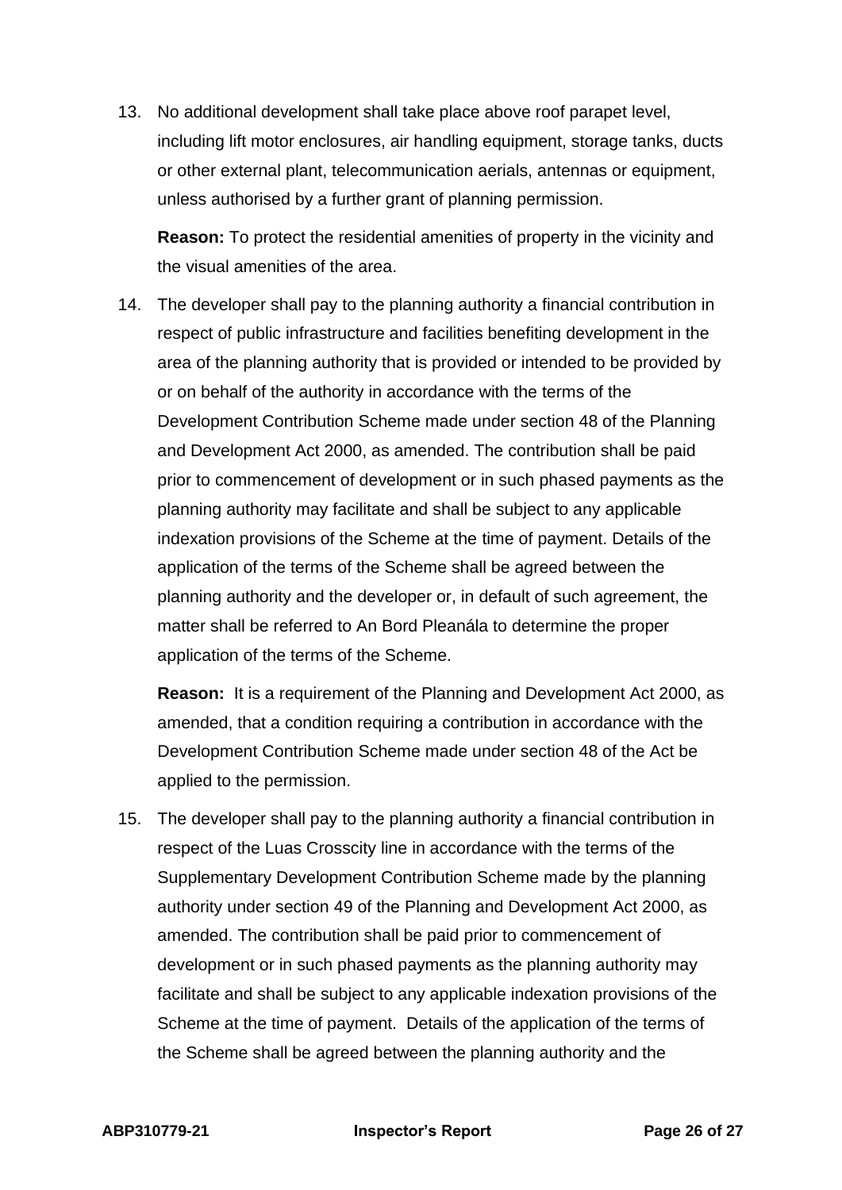13. No additional development shall take place above roof parapet level, including lift motor enclosures, air handling equipment, storage tanks, ducts or other external plant, telecommunication aerials, antennas or equipment, unless authorised by a further grant of planning permission.

    **Reason:** To protect the residential amenities of property in the vicinity and the visual amenities of the area.

14. The developer shall pay to the planning authority a financial contribution in respect of public infrastructure and facilities benefiting development in the area of the planning authority that is provided or intended to be provided by or on behalf of the authority in accordance with the terms of the Development Contribution Scheme made under section 48 of the Planning and Development Act 2000, as amended. The contribution shall be paid prior to commencement of development or in such phased payments as the planning authority may facilitate and shall be subject to any applicable indexation provisions of the Scheme at the time of payment. Details of the application of the terms of the Scheme shall be agreed between the planning authority and the developer or, in default of such agreement, the matter shall be referred to An Bord Pleanála to determine the proper application of the terms of the Scheme.

    **Reason:** It is a requirement of the Planning and Development Act 2000, as amended, that a condition requiring a contribution in accordance with the Development Contribution Scheme made under section 48 of the Act be applied to the permission.

15. The developer shall pay to the planning authority a financial contribution in respect of the Luas Crosscity line in accordance with the terms of the Supplementary Development Contribution Scheme made by the planning authority under section 49 of the Planning and Development Act 2000, as amended. The contribution shall be paid prior to commencement of development or in such phased payments as the planning authority may facilitate and shall be subject to any applicable indexation provisions of the Scheme at the time of payment. Details of the application of the terms of the Scheme shall be agreed between the planning authority and the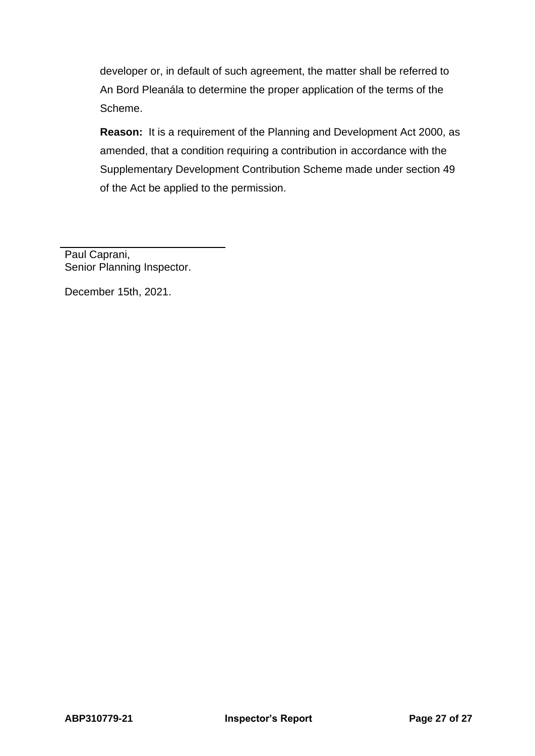developer or, in default of such agreement, the matter shall be referred to An Bord Pleanála to determine the proper application of the terms of the Scheme.

**Reason:** It is a requirement of the Planning and Development Act 2000, as amended, that a condition requiring a contribution in accordance with the Supplementary Development Contribution Scheme made under section 49 of the Act be applied to the permission.

___________________________

Paul Caprani,
Senior Planning Inspector.

December 15th, 2021.